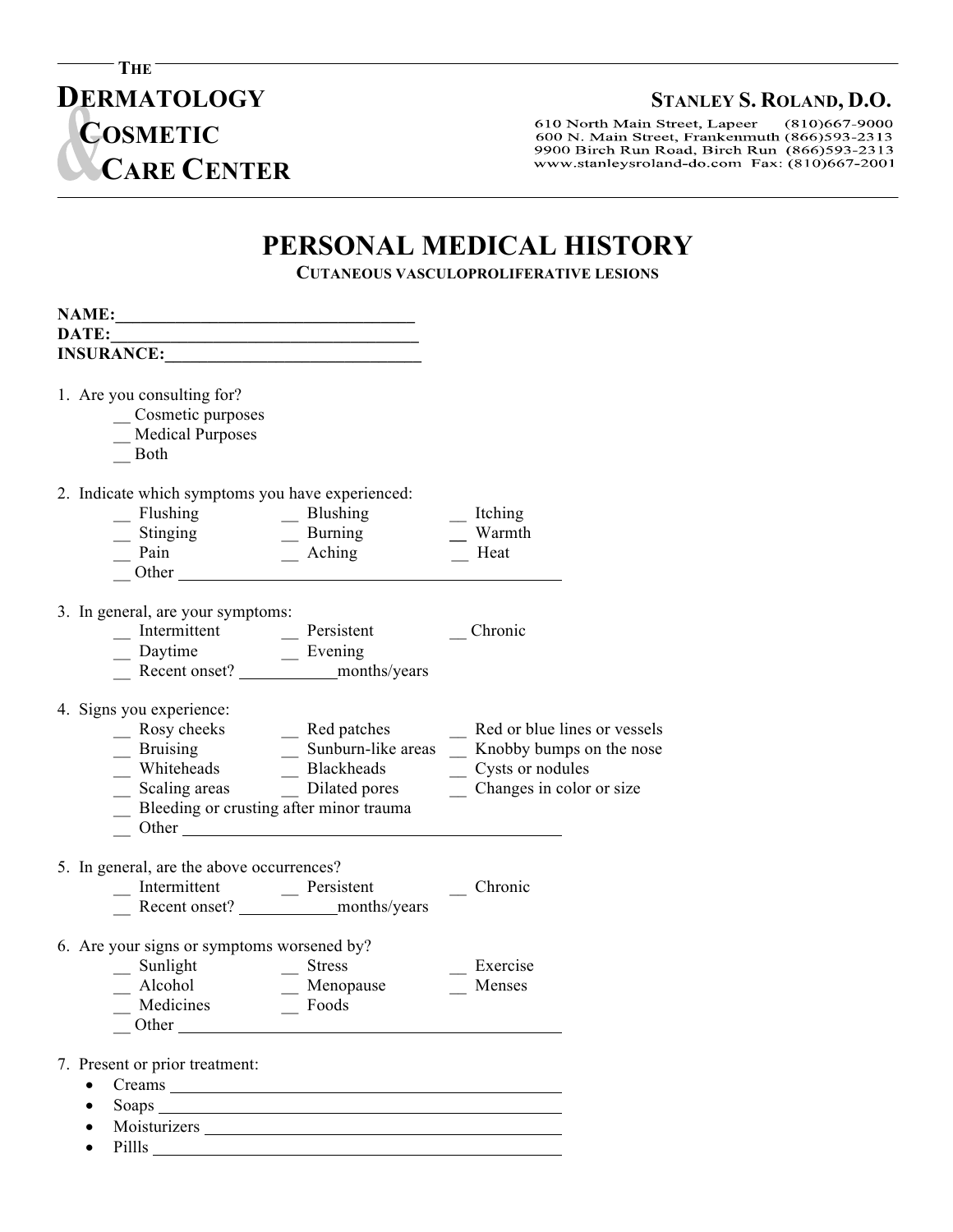THE
# DERMATOLOGY & COSMETIC CARE CENTER

**STANLEY S. ROLAND, D.O.**

610 North Main Street, Lapeer (810)667-9000
600 N. Main Street, Frankenmuth (866)593-2313
9900 Birch Run Road, Birch Run (866)593-2313
www.stanleysroland-do.com Fax: (810)667-2001

# PERSONAL MEDICAL HISTORY

**CUTANEOUS VASCULOPROLIFERATIVE LESIONS**

**NAME:**___________________________________
**DATE:**____________________________________
**INSURANCE:**______________________________

1. Are you consulting for?
   - __ Cosmetic purposes
   - __ Medical Purposes
   - __ Both

2. Indicate which symptoms you have experienced:
   - __ Flushing
   - __ Blushing
   - __ Itching
   - __ Stinging
   - __ Burning
   - __ Warmth
   - __ Pain
   - __ Aching
   - __ Heat
   - __ Other ___________________________________________

3. In general, are your symptoms:
   - __ Intermittent
   - __ Persistent
   - __ Chronic
   - __ Daytime
   - __ Evening
   - __ Recent onset? __________months/years

4. Signs you experience:
   - __ Rosy cheeks
   - __ Red patches
   - __ Red or blue lines or vessels
   - __ Bruising
   - __ Sunburn-like areas
   - __ Knobby bumps on the nose
   - __ Whiteheads
   - __ Blackheads
   - __ Cysts or nodules
   - __ Scaling areas
   - __ Dilated pores
   - __ Changes in color or size
   - __ Bleeding or crusting after minor trauma
   - __ Other ___________________________________________

5. In general, are the above occurrences?
   - __ Intermittent
   - __ Persistent
   - __ Chronic
   - __ Recent onset? __________months/years

6. Are your signs or symptoms worsened by?
   - __ Sunlight
   - __ Stress
   - __ Exercise
   - __ Alcohol
   - __ Menopause
   - __ Menses
   - __ Medicines
   - __ Foods
   - __ Other ___________________________________________

7. Present or prior treatment:
   - Creams ___________________________________________
   - Soaps ___________________________________________
   - Moisturizers ______________________________________
   - Pillls ___________________________________________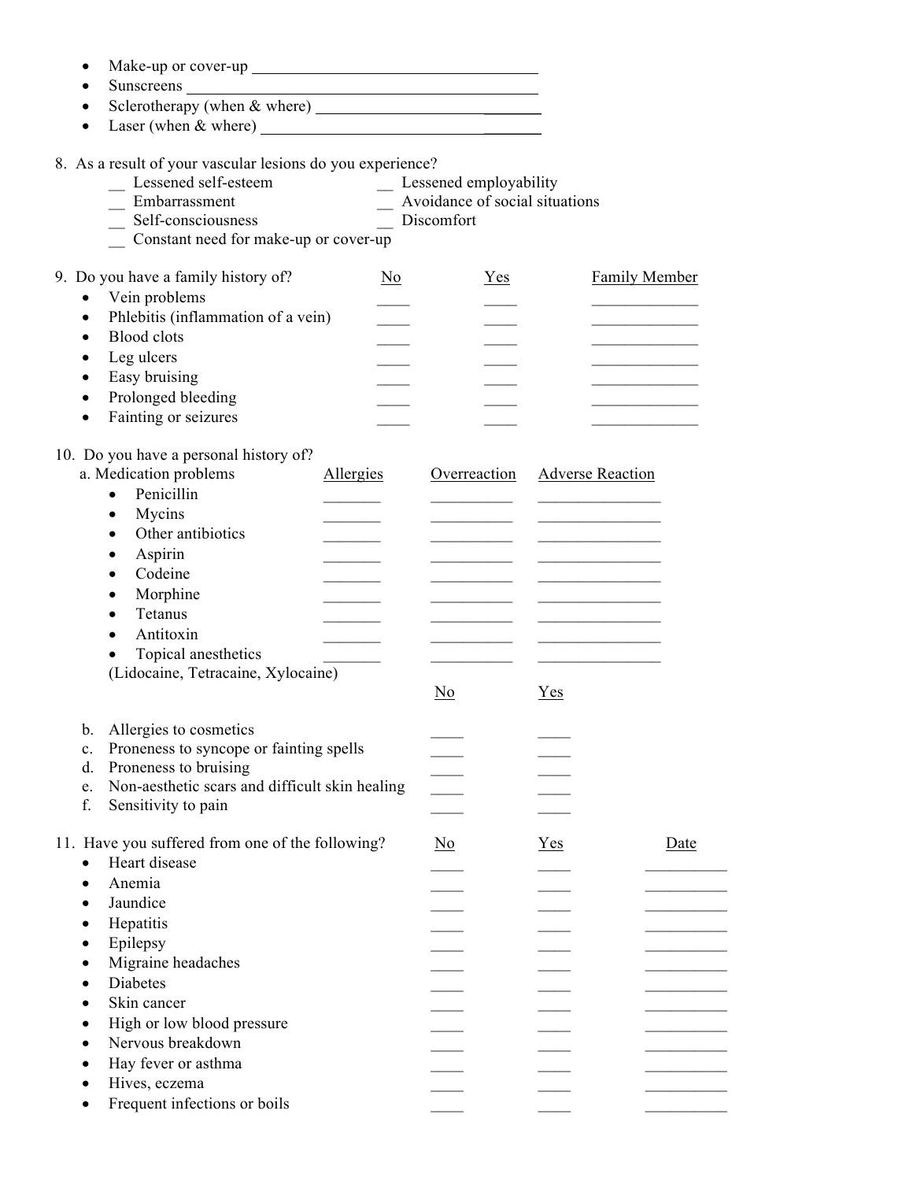- Make-up or cover-up ____________________________________
- Sunscreens ____________________________________________
- Sclerotherapy (when & where) _____________________________
- Laser (when & where) __________________________________

8. As a result of your vascular lesions do you experience?

__ Lessened self-esteem
__ Embarrassment
__ Self-consciousness
__ Constant need for make-up or cover-up
__ Lessened employability
__ Avoidance of social situations
__ Discomfort

9. Do you have a family history of?

| | No | Yes | Family Member |
|---|---|---|---|
| • Vein problems | ____ | ____ | _____________ |
| • Phlebitis (inflammation of a vein) | ____ | ____ | _____________ |
| • Blood clots | ____ | ____ | _____________ |
| • Leg ulcers | ____ | ____ | _____________ |
| • Easy bruising | ____ | ____ | _____________ |
| • Prolonged bleeding | ____ | ____ | _____________ |
| • Fainting or seizures | ____ | ____ | _____________ |

10. Do you have a personal history of?

| a. Medication problems | Allergies | Overreaction | Adverse Reaction |
|---|---|---|---|
| • Penicillin | _______ | __________ | _______________ |
| • Mycins | _______ | __________ | _______________ |
| • Other antibiotics | _______ | __________ | _______________ |
| • Aspirin | _______ | __________ | _______________ |
| • Codeine | _______ | __________ | _______________ |
| • Morphine | _______ | __________ | _______________ |
| • Tetanus | _______ | __________ | _______________ |
| • Antitoxin | _______ | __________ | _______________ |
| • Topical anesthetics (Lidocaine, Tetracaine, Xylocaine) | _______ | __________ | _______________ |

| | No | Yes |
|---|---|---|
| b. Allergies to cosmetics | ____ | ____ |
| c. Proneness to syncope or fainting spells | ____ | ____ |
| d. Proneness to bruising | ____ | ____ |
| e. Non-aesthetic scars and difficult skin healing | ____ | ____ |
| f. Sensitivity to pain | ____ | ____ |

11. Have you suffered from one of the following?

| | No | Yes | Date |
|---|---|---|---|
| • Heart disease | ____ | ____ | __________ |
| • Anemia | ____ | ____ | __________ |
| • Jaundice | ____ | ____ | __________ |
| • Hepatitis | ____ | ____ | __________ |
| • Epilepsy | ____ | ____ | __________ |
| • Migraine headaches | ____ | ____ | __________ |
| • Diabetes | ____ | ____ | __________ |
| • Skin cancer | ____ | ____ | __________ |
| • High or low blood pressure | ____ | ____ | __________ |
| • Nervous breakdown | ____ | ____ | __________ |
| • Hay fever or asthma | ____ | ____ | __________ |
| • Hives, eczema | ____ | ____ | __________ |
| • Frequent infections or boils | ____ | ____ | __________ |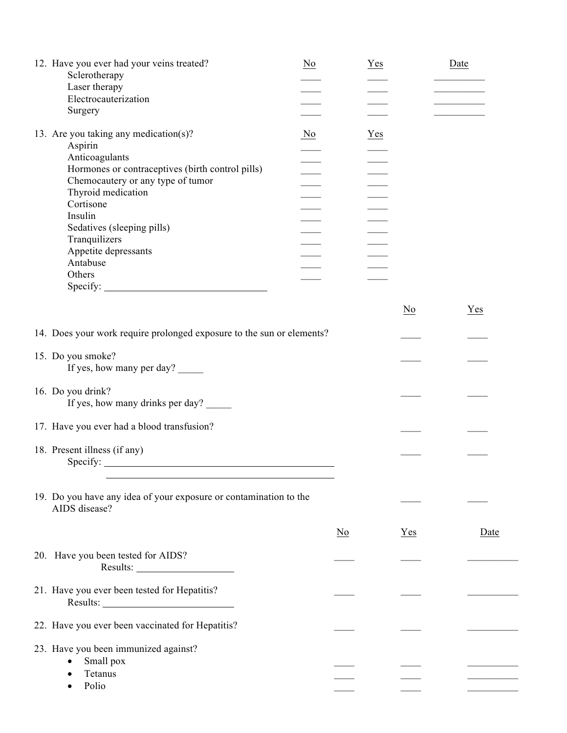12. Have you ever had your veins treated?

| | No | Yes | Date |
|---|---|---|---|
| Sclerotherapy | ____ | ____ | __________ |
| Laser therapy | ____ | ____ | __________ |
| Electrocauterization | ____ | ____ | __________ |
| Surgery | ____ | ____ | __________ |

13. Are you taking any medication(s)?

| | No | Yes |
|---|---|---|
| Aspirin | ____ | ____ |
| Anticoagulants | ____ | ____ |
| Hormones or contraceptives (birth control pills) | ____ | ____ |
| Chemocautery or any type of tumor | ____ | ____ |
| Thyroid medication | ____ | ____ |
| Cortisone | ____ | ____ |
| Insulin | ____ | ____ |
| Sedatives (sleeping pills) | ____ | ____ |
| Tranquilizers | ____ | ____ |
| Appetite depressants | ____ | ____ |
| Antabuse | ____ | ____ |
| Others | ____ | ____ |

Specify: ______________________________

| | No | Yes |
|---|---|---|
| 14. Does your work require prolonged exposure to the sun or elements? | ____ | ____ |
| 15. Do you smoke? If yes, how many per day? _____ | ____ | ____ |
| 16. Do you drink? If yes, how many drinks per day? _____ | ____ | ____ |
| 17. Have you ever had a blood transfusion? | ____ | ____ |
| 18. Present illness (if any) Specify: ______________________________ | ____ | ____ |
| 19. Do you have any idea of your exposure or contamination to the AIDS disease? | ____ | ____ |

| | No | Yes | Date |
|---|---|---|---|
| 20. Have you been tested for AIDS? Results: ________________ | ____ | ____ | __________ |
| 21. Have you ever been tested for Hepatitis? Results: ________________ | ____ | ____ | __________ |
| 22. Have you ever been vaccinated for Hepatitis? | ____ | ____ | __________ |

23. Have you been immunized against?

| | No | Yes | Date |
|---|---|---|---|
| • Small pox | ____ | ____ | __________ |
| • Tetanus | ____ | ____ | __________ |
| • Polio | ____ | ____ | __________ |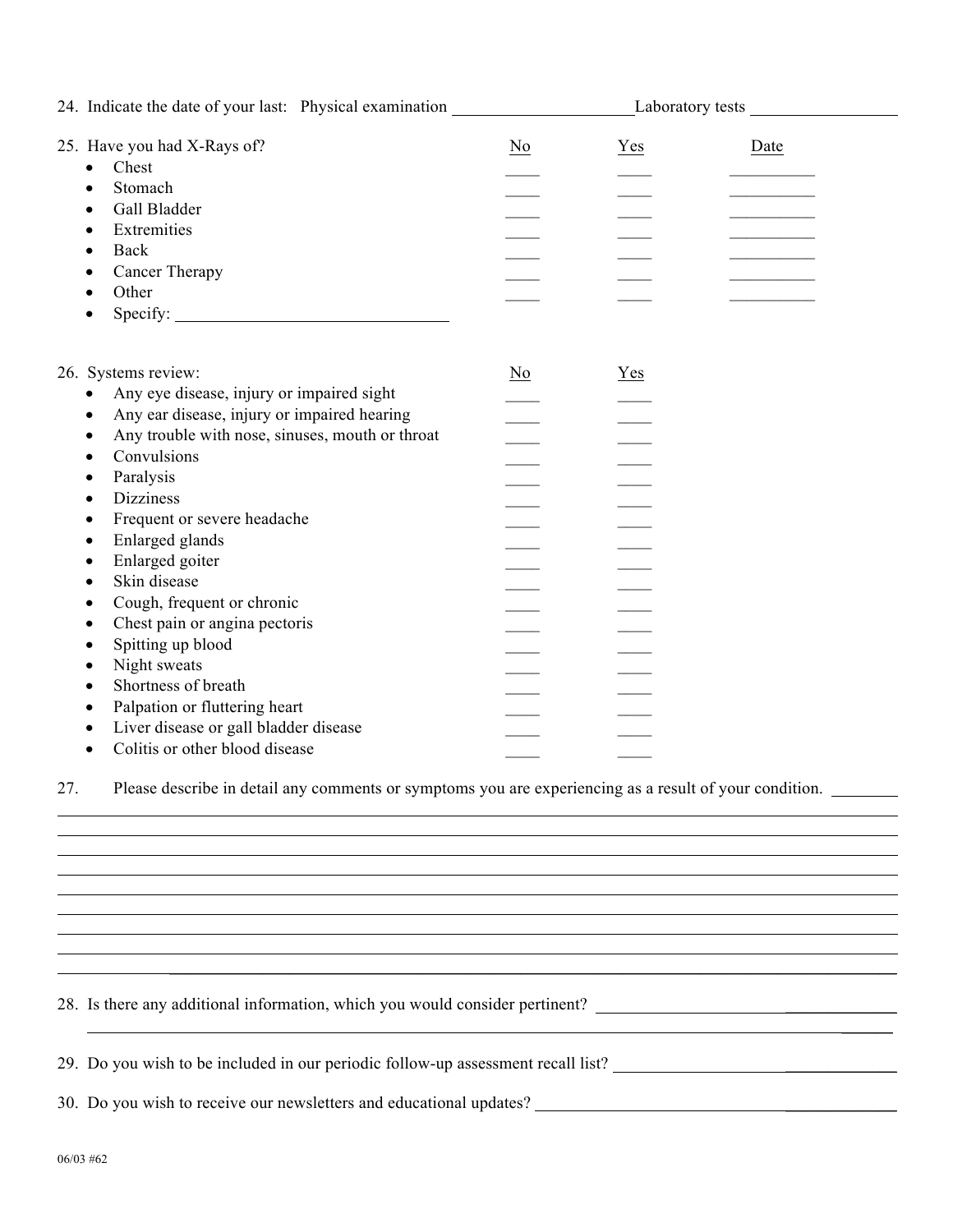24. Indicate the date of your last: Physical examination ____________________ Laboratory tests ________________

25. Have you had X-Rays of?

| | No | Yes | Date |
|---|---|---|---|
| • Chest | ____ | ____ | ________ |
| • Stomach | ____ | ____ | ________ |
| • Gall Bladder | ____ | ____ | ________ |
| • Extremities | ____ | ____ | ________ |
| • Back | ____ | ____ | ________ |
| • Cancer Therapy | ____ | ____ | ________ |
| • Other | ____ | ____ | ________ |

- Specify: ______________________________

26. Systems review:

| | No | Yes |
|---|---|---|
| • Any eye disease, injury or impaired sight | ____ | ____ |
| • Any ear disease, injury or impaired hearing | ____ | ____ |
| • Any trouble with nose, sinuses, mouth or throat | ____ | ____ |
| • Convulsions | ____ | ____ |
| • Paralysis | ____ | ____ |
| • Dizziness | ____ | ____ |
| • Frequent or severe headache | ____ | ____ |
| • Enlarged glands | ____ | ____ |
| • Enlarged goiter | ____ | ____ |
| • Skin disease | ____ | ____ |
| • Cough, frequent or chronic | ____ | ____ |
| • Chest pain or angina pectoris | ____ | ____ |
| • Spitting up blood | ____ | ____ |
| • Night sweats | ____ | ____ |
| • Shortness of breath | ____ | ____ |
| • Palpation or fluttering heart | ____ | ____ |
| • Liver disease or gall bladder disease | ____ | ____ |
| • Colitis or other blood disease | ____ | ____ |

27. Please describe in detail any comments or symptoms you are experiencing as a result of your condition. ________

______________________________________________________________________________

______________________________________________________________________________

______________________________________________________________________________

______________________________________________________________________________

______________________________________________________________________________

______________________________________________________________________________

______________________________________________________________________________

______________________________________________________________________________

28. Is there any additional information, which you would consider pertinent? ____________________

______________________________________________________________________________

29. Do you wish to be included in our periodic follow-up assessment recall list? ____________________

30. Do you wish to receive our newsletters and educational updates? ____________________

06/03 #62